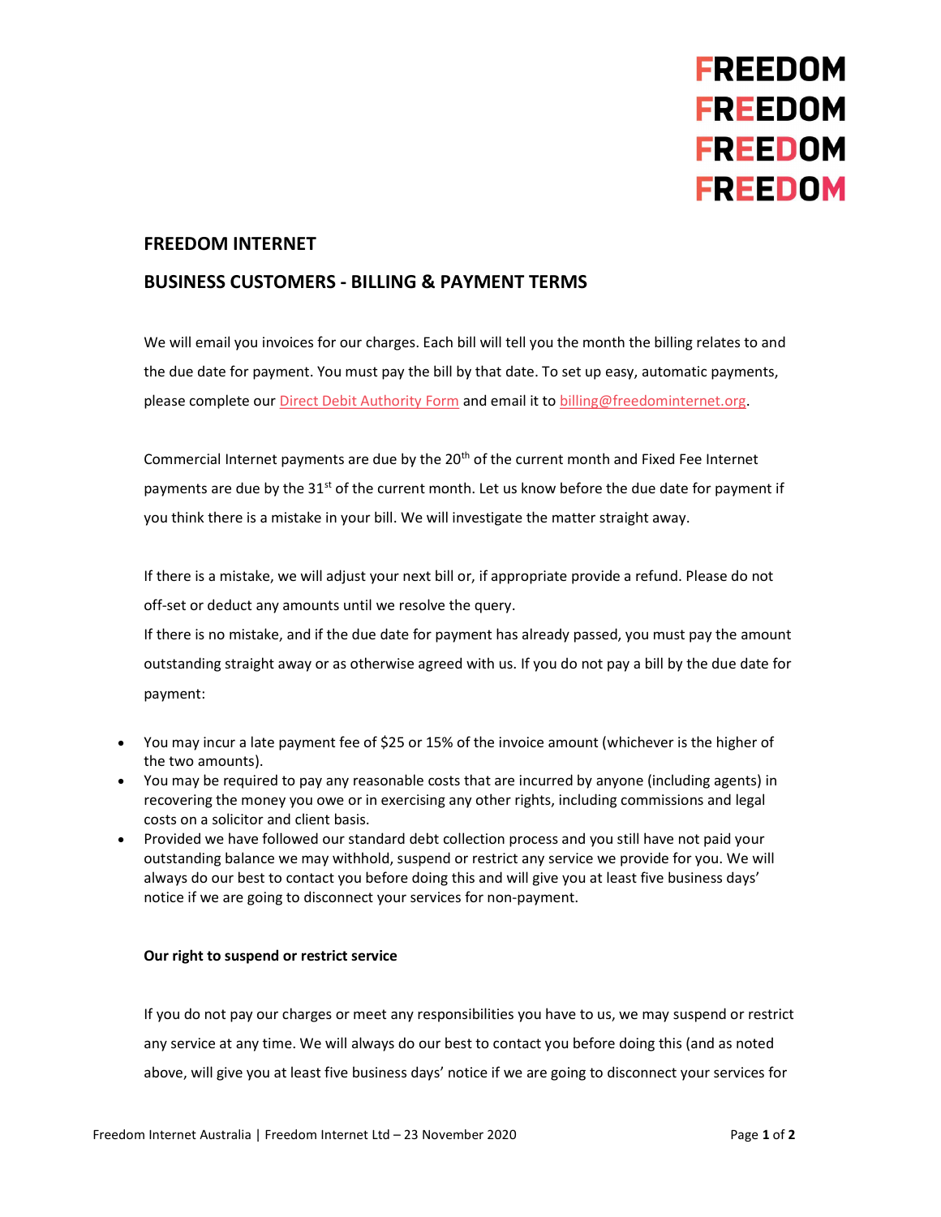FREEDOM
FREEDOM
FREEDOM
FREEDOM

## FREEDOM INTERNET

## BUSINESS CUSTOMERS - BILLING & PAYMENT TERMS

We will email you invoices for our charges. Each bill will tell you the month the billing relates to and the due date for payment. You must pay the bill by that date. To set up easy, automatic payments, please complete our Direct Debit Authority Form and email it to billing@freedominternet.org.

Commercial Internet payments are due by the 20th of the current month and Fixed Fee Internet payments are due by the 31st of the current month. Let us know before the due date for payment if you think there is a mistake in your bill. We will investigate the matter straight away.

If there is a mistake, we will adjust your next bill or, if appropriate provide a refund. Please do not off-set or deduct any amounts until we resolve the query.

If there is no mistake, and if the due date for payment has already passed, you must pay the amount outstanding straight away or as otherwise agreed with us. If you do not pay a bill by the due date for payment:

- You may incur a late payment fee of $25 or 15% of the invoice amount (whichever is the higher of the two amounts).
- You may be required to pay any reasonable costs that are incurred by anyone (including agents) in recovering the money you owe or in exercising any other rights, including commissions and legal costs on a solicitor and client basis.
- Provided we have followed our standard debt collection process and you still have not paid your outstanding balance we may withhold, suspend or restrict any service we provide for you. We will always do our best to contact you before doing this and will give you at least five business days' notice if we are going to disconnect your services for non-payment.

**Our right to suspend or restrict service**

If you do not pay our charges or meet any responsibilities you have to us, we may suspend or restrict any service at any time. We will always do our best to contact you before doing this (and as noted above, will give you at least five business days' notice if we are going to disconnect your services for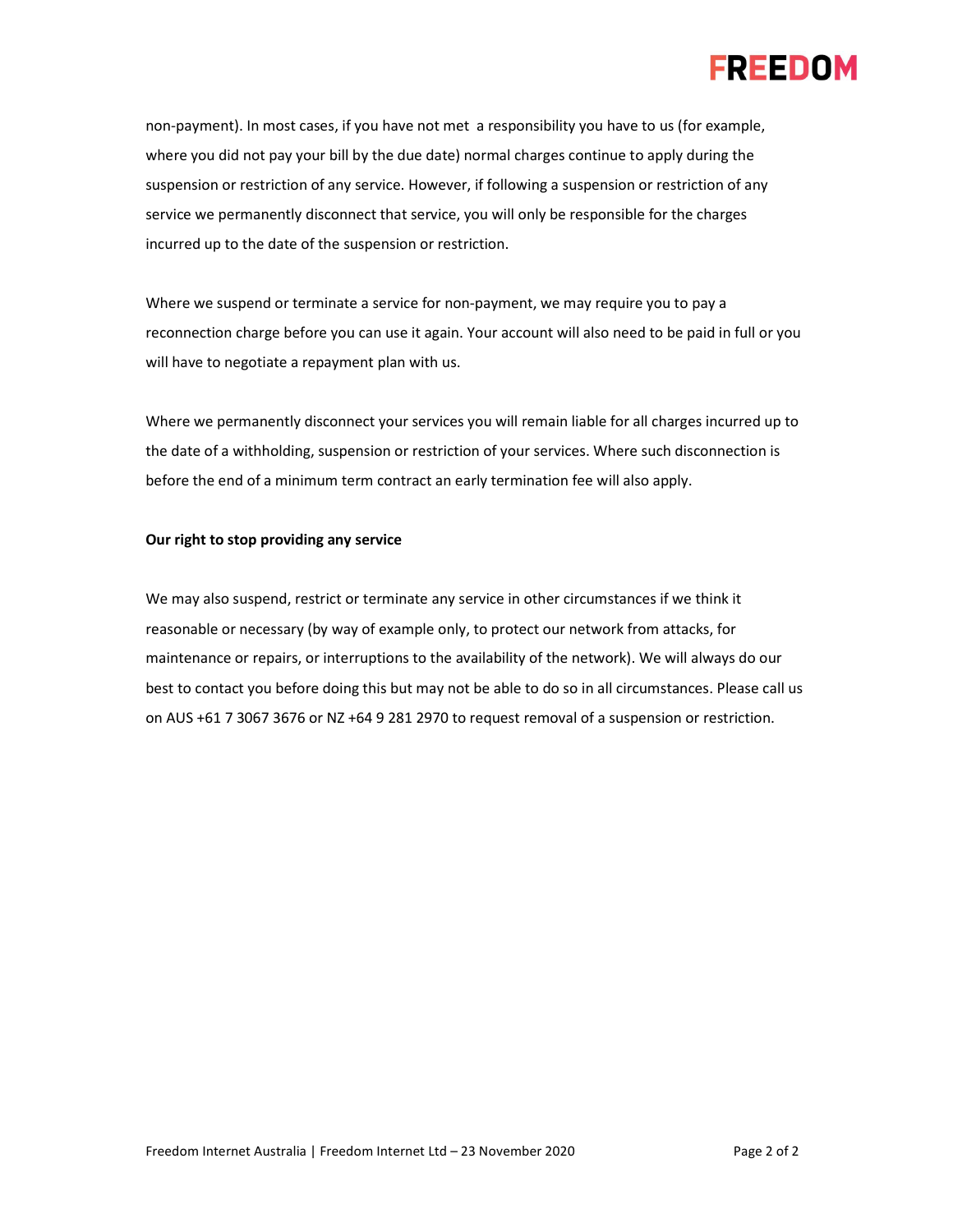non-payment). In most cases, if you have not met a responsibility you have to us (for example, where you did not pay your bill by the due date) normal charges continue to apply during the suspension or restriction of any service. However, if following a suspension or restriction of any service we permanently disconnect that service, you will only be responsible for the charges incurred up to the date of the suspension or restriction.

Where we suspend or terminate a service for non-payment, we may require you to pay a reconnection charge before you can use it again. Your account will also need to be paid in full or you will have to negotiate a repayment plan with us.

Where we permanently disconnect your services you will remain liable for all charges incurred up to the date of a withholding, suspension or restriction of your services. Where such disconnection is before the end of a minimum term contract an early termination fee will also apply.

**Our right to stop providing any service**

We may also suspend, restrict or terminate any service in other circumstances if we think it reasonable or necessary (by way of example only, to protect our network from attacks, for maintenance or repairs, or interruptions to the availability of the network). We will always do our best to contact you before doing this but may not be able to do so in all circumstances. Please call us on AUS +61 7 3067 3676 or NZ +64 9 281 2970 to request removal of a suspension or restriction.